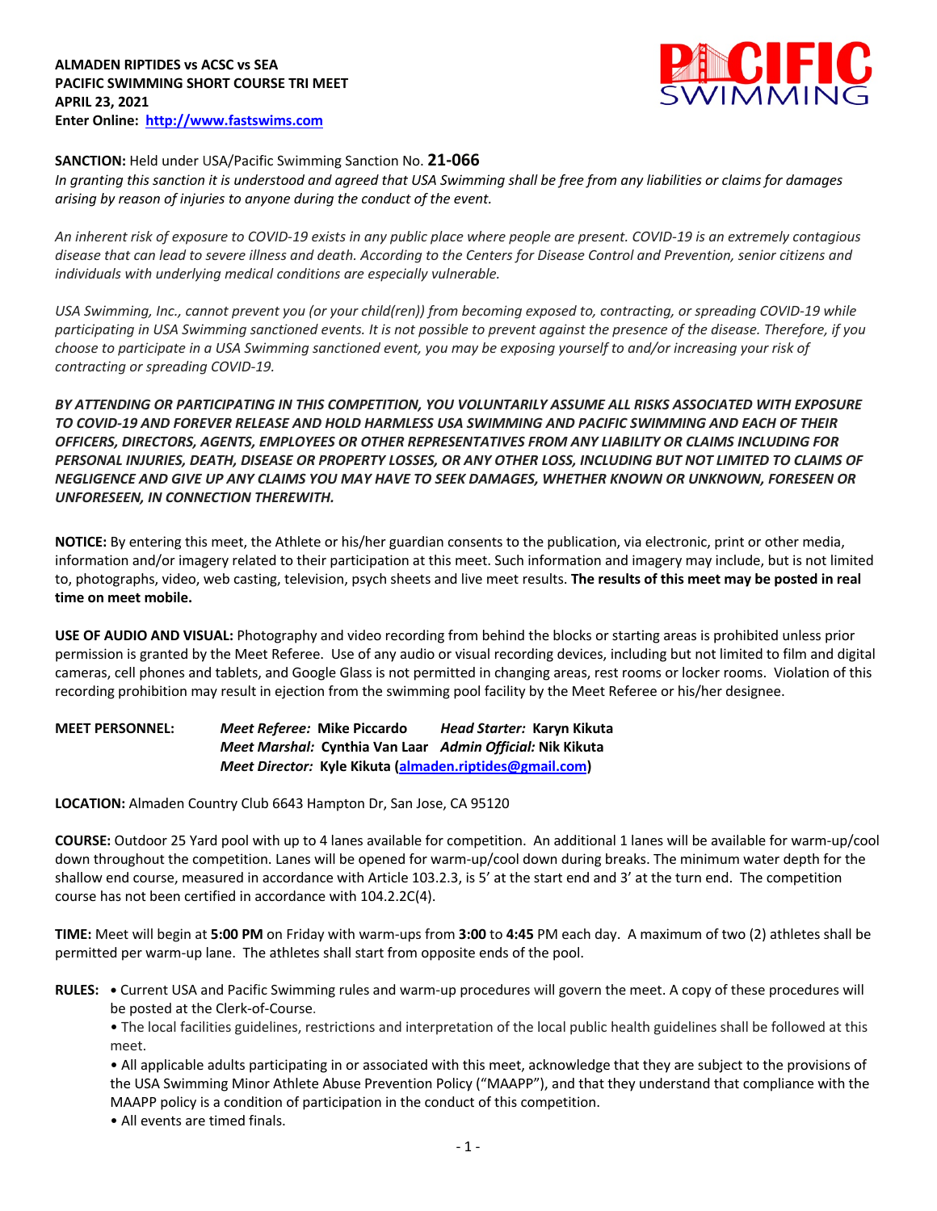**ALMADEN RIPTIDES vs ACSC vs SEA**
**PACIFIC SWIMMING SHORT COURSE TRI MEET**
**APRIL 23, 2021**
**Enter Online: [http://www.fastswims.com](http://www.fastswims.com)**

**SANCTION:** Held under USA/Pacific Swimming Sanction No. **21-066**
*In granting this sanction it is understood and agreed that USA Swimming shall be free from any liabilities or claims for damages arising by reason of injuries to anyone during the conduct of the event.*

*An inherent risk of exposure to COVID-19 exists in any public place where people are present. COVID-19 is an extremely contagious disease that can lead to severe illness and death. According to the Centers for Disease Control and Prevention, senior citizens and individuals with underlying medical conditions are especially vulnerable.*

*USA Swimming, Inc., cannot prevent you (or your child(ren)) from becoming exposed to, contracting, or spreading COVID-19 while participating in USA Swimming sanctioned events. It is not possible to prevent against the presence of the disease. Therefore, if you choose to participate in a USA Swimming sanctioned event, you may be exposing yourself to and/or increasing your risk of contracting or spreading COVID-19.*

***BY ATTENDING OR PARTICIPATING IN THIS COMPETITION, YOU VOLUNTARILY ASSUME ALL RISKS ASSOCIATED WITH EXPOSURE TO COVID-19 AND FOREVER RELEASE AND HOLD HARMLESS USA SWIMMING AND PACIFIC SWIMMING AND EACH OF THEIR OFFICERS, DIRECTORS, AGENTS, EMPLOYEES OR OTHER REPRESENTATIVES FROM ANY LIABILITY OR CLAIMS INCLUDING FOR PERSONAL INJURIES, DEATH, DISEASE OR PROPERTY LOSSES, OR ANY OTHER LOSS, INCLUDING BUT NOT LIMITED TO CLAIMS OF NEGLIGENCE AND GIVE UP ANY CLAIMS YOU MAY HAVE TO SEEK DAMAGES, WHETHER KNOWN OR UNKNOWN, FORESEEN OR UNFORESEEN, IN CONNECTION THEREWITH.***

**NOTICE:** By entering this meet, the Athlete or his/her guardian consents to the publication, via electronic, print or other media, information and/or imagery related to their participation at this meet. Such information and imagery may include, but is not limited to, photographs, video, web casting, television, psych sheets and live meet results. **The results of this meet may be posted in real time on meet mobile.**

**USE OF AUDIO AND VISUAL:** Photography and video recording from behind the blocks or starting areas is prohibited unless prior permission is granted by the Meet Referee. Use of any audio or visual recording devices, including but not limited to film and digital cameras, cell phones and tablets, and Google Glass is not permitted in changing areas, rest rooms or locker rooms. Violation of this recording prohibition may result in ejection from the swimming pool facility by the Meet Referee or his/her designee.

**MEET PERSONNEL:**
***Meet Referee:*** **Mike Piccardo** ***Head Starter:*** **Karyn Kikuta**
***Meet Marshal:*** **Cynthia Van Laar** ***Admin Official:*** **Nik Kikuta**
***Meet Director:*** **Kyle Kikuta ([almaden.riptides@gmail.com](mailto:almaden.riptides@gmail.com))**

**LOCATION:** Almaden Country Club 6643 Hampton Dr, San Jose, CA 95120

**COURSE:** Outdoor 25 Yard pool with up to 4 lanes available for competition. An additional 1 lanes will be available for warm-up/cool down throughout the competition. Lanes will be opened for warm-up/cool down during breaks. The minimum water depth for the shallow end course, measured in accordance with Article 103.2.3, is 5' at the start end and 3' at the turn end. The competition course has not been certified in accordance with 104.2.2C(4).

**TIME:** Meet will begin at **5:00 PM** on Friday with warm-ups from **3:00** to **4:45** PM each day. A maximum of two (2) athletes shall be permitted per warm-up lane. The athletes shall start from opposite ends of the pool.

**RULES:**

- Current USA and Pacific Swimming rules and warm-up procedures will govern the meet. A copy of these procedures will be posted at the Clerk-of-Course.
- The local facilities guidelines, restrictions and interpretation of the local public health guidelines shall be followed at this meet.
- All applicable adults participating in or associated with this meet, acknowledge that they are subject to the provisions of the USA Swimming Minor Athlete Abuse Prevention Policy ("MAAPP"), and that they understand that compliance with the MAAPP policy is a condition of participation in the conduct of this competition.
- All events are timed finals.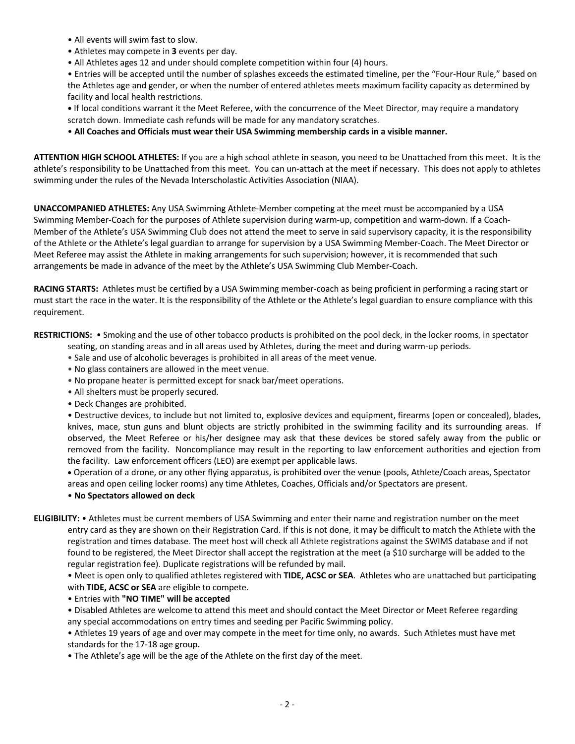- All events will swim fast to slow.
- Athletes may compete in **3** events per day.
- All Athletes ages 12 and under should complete competition within four (4) hours.
- Entries will be accepted until the number of splashes exceeds the estimated timeline, per the "Four-Hour Rule," based on the Athletes age and gender, or when the number of entered athletes meets maximum facility capacity as determined by facility and local health restrictions.
- If local conditions warrant it the Meet Referee, with the concurrence of the Meet Director, may require a mandatory scratch down. Immediate cash refunds will be made for any mandatory scratches.
- **All Coaches and Officials must wear their USA Swimming membership cards in a visible manner.**

**ATTENTION HIGH SCHOOL ATHLETES:** If you are a high school athlete in season, you need to be Unattached from this meet. It is the athlete's responsibility to be Unattached from this meet. You can un-attach at the meet if necessary. This does not apply to athletes swimming under the rules of the Nevada Interscholastic Activities Association (NIAA).

**UNACCOMPANIED ATHLETES:** Any USA Swimming Athlete-Member competing at the meet must be accompanied by a USA Swimming Member-Coach for the purposes of Athlete supervision during warm-up, competition and warm-down. If a Coach-Member of the Athlete's USA Swimming Club does not attend the meet to serve in said supervisory capacity, it is the responsibility of the Athlete or the Athlete's legal guardian to arrange for supervision by a USA Swimming Member-Coach. The Meet Director or Meet Referee may assist the Athlete in making arrangements for such supervision; however, it is recommended that such arrangements be made in advance of the meet by the Athlete's USA Swimming Club Member-Coach.

**RACING STARTS:** Athletes must be certified by a USA Swimming member-coach as being proficient in performing a racing start or must start the race in the water. It is the responsibility of the Athlete or the Athlete's legal guardian to ensure compliance with this requirement.

**RESTRICTIONS:**
- Smoking and the use of other tobacco products is prohibited on the pool deck, in the locker rooms, in spectator seating, on standing areas and in all areas used by Athletes, during the meet and during warm-up periods.
- Sale and use of alcoholic beverages is prohibited in all areas of the meet venue.
- No glass containers are allowed in the meet venue.
- No propane heater is permitted except for snack bar/meet operations.
- All shelters must be properly secured.
- Deck Changes are prohibited.
- Destructive devices, to include but not limited to, explosive devices and equipment, firearms (open or concealed), blades, knives, mace, stun guns and blunt objects are strictly prohibited in the swimming facility and its surrounding areas. If observed, the Meet Referee or his/her designee may ask that these devices be stored safely away from the public or removed from the facility. Noncompliance may result in the reporting to law enforcement authorities and ejection from the facility. Law enforcement officers (LEO) are exempt per applicable laws.
- Operation of a drone, or any other flying apparatus, is prohibited over the venue (pools, Athlete/Coach areas, Spectator areas and open ceiling locker rooms) any time Athletes, Coaches, Officials and/or Spectators are present.
- **No Spectators allowed on deck**

**ELIGIBILITY:**
- Athletes must be current members of USA Swimming and enter their name and registration number on the meet entry card as they are shown on their Registration Card. If this is not done, it may be difficult to match the Athlete with the registration and times database. The meet host will check all Athlete registrations against the SWIMS database and if not found to be registered, the Meet Director shall accept the registration at the meet (a $10 surcharge will be added to the regular registration fee). Duplicate registrations will be refunded by mail.
- Meet is open only to qualified athletes registered with **TIDE, ACSC or SEA**. Athletes who are unattached but participating with **TIDE, ACSC or SEA** are eligible to compete.
- Entries with **"NO TIME" will be accepted**
- Disabled Athletes are welcome to attend this meet and should contact the Meet Director or Meet Referee regarding any special accommodations on entry times and seeding per Pacific Swimming policy.
- Athletes 19 years of age and over may compete in the meet for time only, no awards. Such Athletes must have met standards for the 17-18 age group.
- The Athlete's age will be the age of the Athlete on the first day of the meet.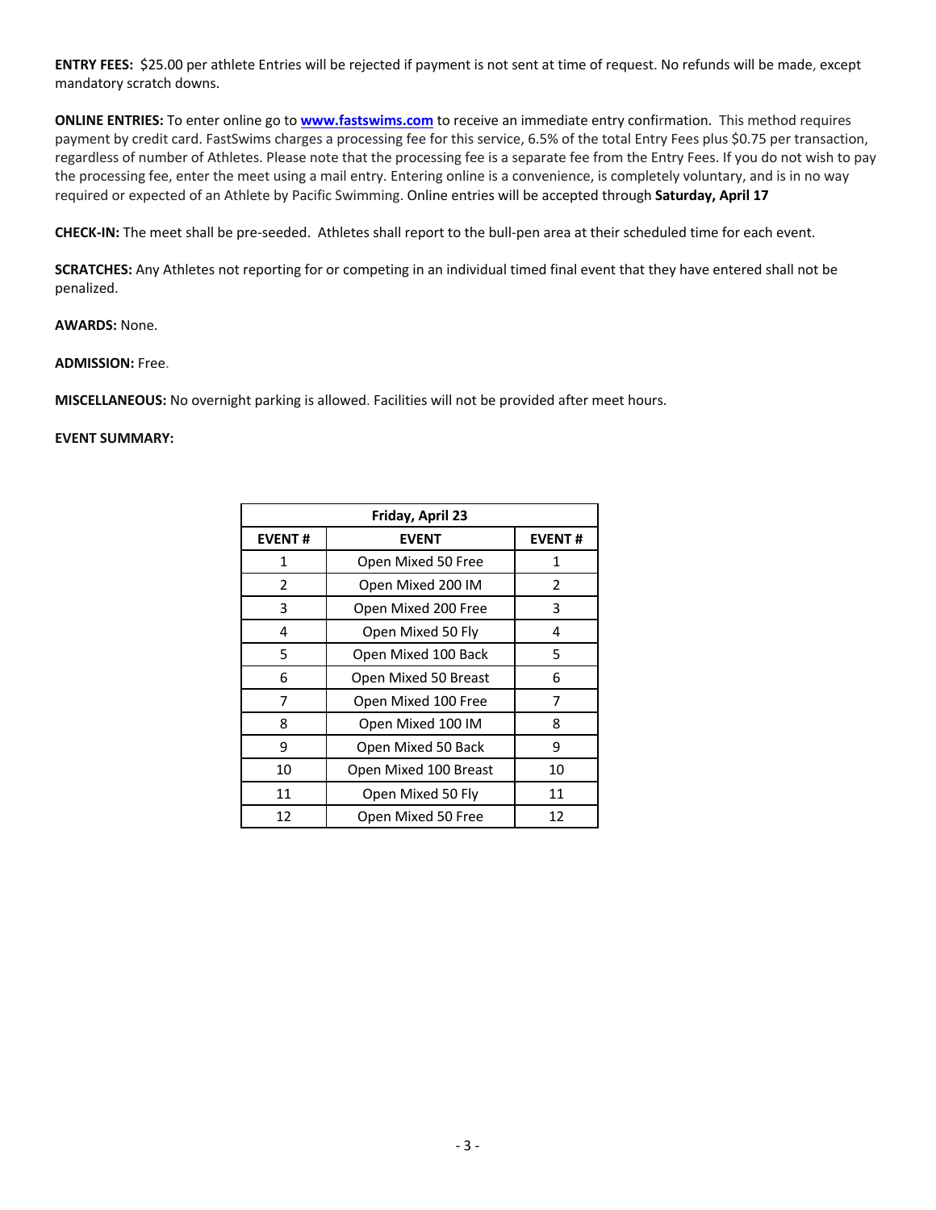**ENTRY FEES:** $25.00 per athlete Entries will be rejected if payment is not sent at time of request. No refunds will be made, except mandatory scratch downs.

**ONLINE ENTRIES:** To enter online go to **www.fastswims.com** to receive an immediate entry confirmation. This method requires payment by credit card. FastSwims charges a processing fee for this service, 6.5% of the total Entry Fees plus $0.75 per transaction, regardless of number of Athletes. Please note that the processing fee is a separate fee from the Entry Fees. If you do not wish to pay the processing fee, enter the meet using a mail entry. Entering online is a convenience, is completely voluntary, and is in no way required or expected of an Athlete by Pacific Swimming. Online entries will be accepted through **Saturday, April 17**

**CHECK-IN:** The meet shall be pre-seeded. Athletes shall report to the bull-pen area at their scheduled time for each event.

**SCRATCHES:** Any Athletes not reporting for or competing in an individual timed final event that they have entered shall not be penalized.

**AWARDS:** None.

**ADMISSION:** Free.

**MISCELLANEOUS:** No overnight parking is allowed. Facilities will not be provided after meet hours.

**EVENT SUMMARY:**

| Friday, April 23 | | |
|---|---|---|
| **EVENT #** | **EVENT** | **EVENT #** |
| 1 | Open Mixed 50 Free | 1 |
| 2 | Open Mixed 200 IM | 2 |
| 3 | Open Mixed 200 Free | 3 |
| 4 | Open Mixed 50 Fly | 4 |
| 5 | Open Mixed 100 Back | 5 |
| 6 | Open Mixed 50 Breast | 6 |
| 7 | Open Mixed 100 Free | 7 |
| 8 | Open Mixed 100 IM | 8 |
| 9 | Open Mixed 50 Back | 9 |
| 10 | Open Mixed 100 Breast | 10 |
| 11 | Open Mixed 50 Fly | 11 |
| 12 | Open Mixed 50 Free | 12 |